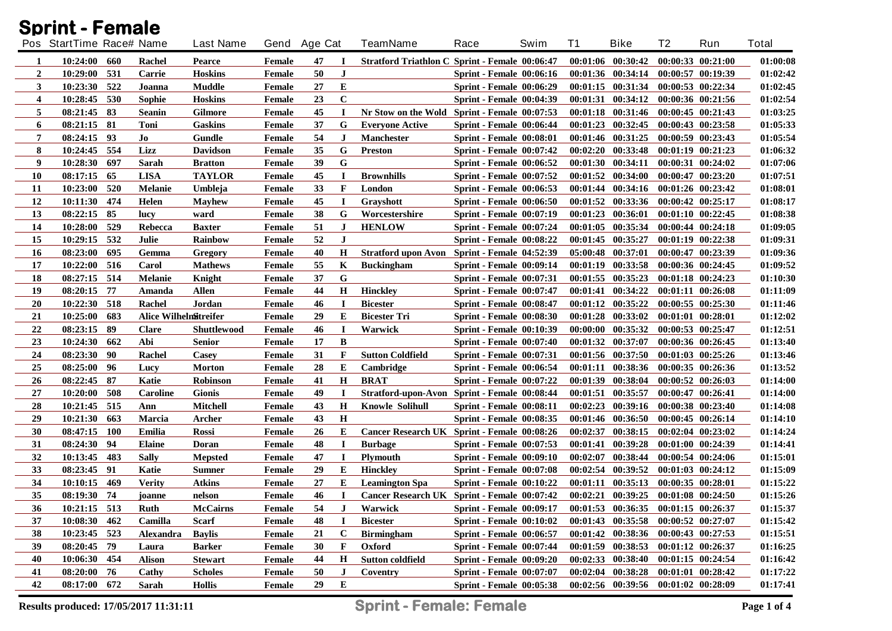# Sprint - Female

| Pos | StartTime | Race# | Name | Last Name | Gend | Age | Cat | TeamName | Race | Swim | T1 | Bike | T2 | Run | Total |
|---|---|---|---|---|---|---|---|---|---|---|---|---|---|---|---|
| 1 | 10:24:00 | 660 | Rachel | Pearce | Female | 47 | I | Stratford Triathlon C | Sprint - Female | 00:06:47 | 00:01:06 | 00:30:42 | 00:00:33 | 00:21:00 | 01:00:08 |
| 2 | 10:29:00 | 531 | Carrie | Hoskins | Female | 50 | J | | Sprint - Female | 00:06:16 | 00:01:36 | 00:34:14 | 00:00:57 | 00:19:39 | 01:02:42 |
| 3 | 10:23:30 | 522 | Joanna | Muddle | Female | 27 | E | | Sprint - Female | 00:06:29 | 00:01:15 | 00:31:34 | 00:00:53 | 00:22:34 | 01:02:45 |
| 4 | 10:28:45 | 530 | Sophie | Hoskins | Female | 23 | C | | Sprint - Female | 00:04:39 | 00:01:31 | 00:34:12 | 00:00:36 | 00:21:56 | 01:02:54 |
| 5 | 08:21:45 | 83 | Seanin | Gilmore | Female | 45 | I | Nr Stow on the Wold | Sprint - Female | 00:07:53 | 00:01:18 | 00:31:46 | 00:00:45 | 00:21:43 | 01:03:25 |
| 6 | 08:21:15 | 81 | Toni | Gaskins | Female | 37 | G | Everyone Active | Sprint - Female | 00:06:44 | 00:01:23 | 00:32:45 | 00:00:43 | 00:23:58 | 01:05:33 |
| 7 | 08:24:15 | 93 | Jo | Gundle | Female | 54 | J | Manchester | Sprint - Female | 00:08:01 | 00:01:46 | 00:31:25 | 00:00:59 | 00:23:43 | 01:05:54 |
| 8 | 10:24:45 | 554 | Lizz | Davidson | Female | 35 | G | Preston | Sprint - Female | 00:07:42 | 00:02:20 | 00:33:48 | 00:01:19 | 00:21:23 | 01:06:32 |
| 9 | 10:28:30 | 697 | Sarah | Bratton | Female | 39 | G | | Sprint - Female | 00:06:52 | 00:01:30 | 00:34:11 | 00:00:31 | 00:24:02 | 01:07:06 |
| 10 | 08:17:15 | 65 | LISA | TAYLOR | Female | 45 | I | Brownhills | Sprint - Female | 00:07:52 | 00:01:52 | 00:34:00 | 00:00:47 | 00:23:20 | 01:07:51 |
| 11 | 10:23:00 | 520 | Melanie | Umbleja | Female | 33 | F | London | Sprint - Female | 00:06:53 | 00:01:44 | 00:34:16 | 00:01:26 | 00:23:42 | 01:08:01 |
| 12 | 10:11:30 | 474 | Helen | Mayhew | Female | 45 | I | Grayshott | Sprint - Female | 00:06:50 | 00:01:52 | 00:33:36 | 00:00:42 | 00:25:17 | 01:08:17 |
| 13 | 08:22:15 | 85 | lucy | ward | Female | 38 | G | Worcestershire | Sprint - Female | 00:07:19 | 00:01:23 | 00:36:01 | 00:01:10 | 00:22:45 | 01:08:38 |
| 14 | 10:28:00 | 529 | Rebecca | Baxter | Female | 51 | J | HENLOW | Sprint - Female | 00:07:24 | 00:01:05 | 00:35:34 | 00:00:44 | 00:24:18 | 01:09:05 |
| 15 | 10:29:15 | 532 | Julie | Rainbow | Female | 52 | J | | Sprint - Female | 00:08:22 | 00:01:45 | 00:35:27 | 00:01:19 | 00:22:38 | 01:09:31 |
| 16 | 08:23:00 | 695 | Gemma | Gregory | Female | 40 | H | Stratford upon Avon | Sprint - Female | 04:52:39 | 05:00:48 | 00:37:01 | 00:00:47 | 00:23:39 | 01:09:36 |
| 17 | 10:22:00 | 516 | Carol | Mathews | Female | 55 | K | Buckingham | Sprint - Female | 00:09:14 | 00:01:19 | 00:33:58 | 00:00:36 | 00:24:45 | 01:09:52 |
| 18 | 08:27:15 | 514 | Melanie | Knight | Female | 37 | G | | Sprint - Female | 00:07:31 | 00:01:55 | 00:35:23 | 00:01:18 | 00:24:23 | 01:10:30 |
| 19 | 08:20:15 | 77 | Amanda | Allen | Female | 44 | H | Hinckley | Sprint - Female | 00:07:47 | 00:01:41 | 00:34:22 | 00:01:11 | 00:26:08 | 01:11:09 |
| 20 | 10:22:30 | 518 | Rachel | Jordan | Female | 46 | I | Bicester | Sprint - Female | 00:08:47 | 00:01:12 | 00:35:22 | 00:00:55 | 00:25:30 | 01:11:46 |
| 21 | 10:25:00 | 683 | Alice Wilhelm | Streifer | Female | 29 | E | Bicester Tri | Sprint - Female | 00:08:30 | 00:01:28 | 00:33:02 | 00:01:01 | 00:28:01 | 01:12:02 |
| 22 | 08:23:15 | 89 | Clare | Shuttlewood | Female | 46 | I | Warwick | Sprint - Female | 00:10:39 | 00:00:00 | 00:35:32 | 00:00:53 | 00:25:47 | 01:12:51 |
| 23 | 10:24:30 | 662 | Abi | Senior | Female | 17 | B | | Sprint - Female | 00:07:40 | 00:01:32 | 00:37:07 | 00:00:36 | 00:26:45 | 01:13:40 |
| 24 | 08:23:30 | 90 | Rachel | Casey | Female | 31 | F | Sutton Coldfield | Sprint - Female | 00:07:31 | 00:01:56 | 00:37:50 | 00:01:03 | 00:25:26 | 01:13:46 |
| 25 | 08:25:00 | 96 | Lucy | Morton | Female | 28 | E | Cambridge | Sprint - Female | 00:06:54 | 00:01:11 | 00:38:36 | 00:00:35 | 00:26:36 | 01:13:52 |
| 26 | 08:22:45 | 87 | Katie | Robinson | Female | 41 | H | BRAT | Sprint - Female | 00:07:22 | 00:01:39 | 00:38:04 | 00:00:52 | 00:26:03 | 01:14:00 |
| 27 | 10:20:00 | 508 | Caroline | Gionis | Female | 49 | I | Stratford-upon-Avon | Sprint - Female | 00:08:44 | 00:01:51 | 00:35:57 | 00:00:47 | 00:26:41 | 01:14:00 |
| 28 | 10:21:45 | 515 | Ann | Mitchell | Female | 43 | H | Knowle Solihull | Sprint - Female | 00:08:11 | 00:02:23 | 00:39:16 | 00:00:38 | 00:23:40 | 01:14:08 |
| 29 | 10:21:30 | 663 | Marcia | Archer | Female | 43 | H | | Sprint - Female | 00:08:35 | 00:01:46 | 00:36:50 | 00:00:45 | 00:26:14 | 01:14:10 |
| 30 | 08:47:15 | 100 | Emilia | Rossi | Female | 26 | E | Cancer Research UK | Sprint - Female | 00:08:26 | 00:02:37 | 00:38:15 | 00:02:04 | 00:23:02 | 01:14:24 |
| 31 | 08:24:30 | 94 | Elaine | Doran | Female | 48 | I | Burbage | Sprint - Female | 00:07:53 | 00:01:41 | 00:39:28 | 00:01:00 | 00:24:39 | 01:14:41 |
| 32 | 10:13:45 | 483 | Sally | Mepsted | Female | 47 | I | Plymouth | Sprint - Female | 00:09:10 | 00:02:07 | 00:38:44 | 00:00:54 | 00:24:06 | 01:15:01 |
| 33 | 08:23:45 | 91 | Katie | Sumner | Female | 29 | E | Hinckley | Sprint - Female | 00:07:08 | 00:02:54 | 00:39:52 | 00:01:03 | 00:24:12 | 01:15:09 |
| 34 | 10:10:15 | 469 | Verity | Atkins | Female | 27 | E | Leamington Spa | Sprint - Female | 00:10:22 | 00:01:11 | 00:35:13 | 00:00:35 | 00:28:01 | 01:15:22 |
| 35 | 08:19:30 | 74 | joanne | nelson | Female | 46 | I | Cancer Research UK | Sprint - Female | 00:07:42 | 00:02:21 | 00:39:25 | 00:01:08 | 00:24:50 | 01:15:26 |
| 36 | 10:21:15 | 513 | Ruth | McCairns | Female | 54 | J | Warwick | Sprint - Female | 00:09:17 | 00:01:53 | 00:36:35 | 00:01:15 | 00:26:37 | 01:15:37 |
| 37 | 10:08:30 | 462 | Camilla | Scarf | Female | 48 | I | Bicester | Sprint - Female | 00:10:02 | 00:01:43 | 00:35:58 | 00:00:52 | 00:27:07 | 01:15:42 |
| 38 | 10:23:45 | 523 | Alexandra | Baylis | Female | 21 | C | Birmingham | Sprint - Female | 00:06:57 | 00:01:42 | 00:38:36 | 00:00:43 | 00:27:53 | 01:15:51 |
| 39 | 08:20:45 | 79 | Laura | Barker | Female | 30 | F | Oxford | Sprint - Female | 00:07:44 | 00:01:59 | 00:38:53 | 00:01:12 | 00:26:37 | 01:16:25 |
| 40 | 10:06:30 | 454 | Alison | Stewart | Female | 44 | H | Sutton coldfield | Sprint - Female | 00:09:20 | 00:02:33 | 00:38:40 | 00:01:15 | 00:24:54 | 01:16:42 |
| 41 | 08:20:00 | 76 | Cathy | Scholes | Female | 50 | J | Coventry | Sprint - Female | 00:07:07 | 00:02:04 | 00:38:28 | 00:01:01 | 00:28:42 | 01:17:22 |
| 42 | 08:17:00 | 672 | Sarah | Hollis | Female | 29 | E | | Sprint - Female | 00:05:38 | 00:02:56 | 00:39:56 | 00:01:02 | 00:28:09 | 01:17:41 |

Results produced: 17/05/2017 11:31:11

Sprint - Female: Female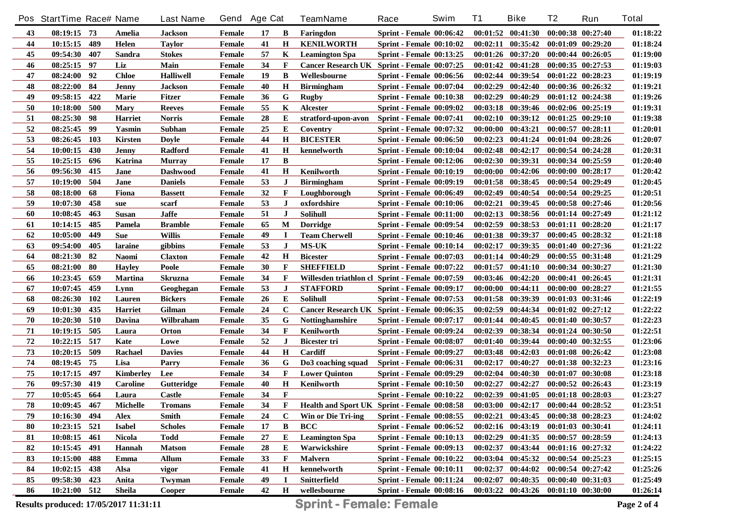| Pos | StartTime | Race# | Name | Last Name | Gend | Age | Cat | TeamName | Race | Swim | T1 | Bike | T2 | Run | Total |
|---|---|---|---|---|---|---|---|---|---|---|---|---|---|---|---|
| 43 | 08:19:15 | 73 | Amelia | Jackson | Female | 17 | B | Faringdon | Sprint - Female | 00:06:42 | 00:01:52 | 00:41:30 | 00:00:38 | 00:27:40 | 01:18:22 |
| 44 | 10:15:15 | 489 | Helen | Taylor | Female | 41 | H | KENILWORTH | Sprint - Female | 00:10:02 | 00:02:11 | 00:35:42 | 00:01:09 | 00:29:20 | 01:18:24 |
| 45 | 09:54:30 | 407 | Sandra | Stokes | Female | 57 | K | Leamington Spa | Sprint - Female | 00:13:25 | 00:01:26 | 00:37:20 | 00:00:44 | 00:26:05 | 01:19:00 |
| 46 | 08:25:15 | 97 | Liz | Main | Female | 34 | F | Cancer Research UK | Sprint - Female | 00:07:25 | 00:01:42 | 00:41:28 | 00:00:35 | 00:27:53 | 01:19:03 |
| 47 | 08:24:00 | 92 | Chloe | Halliwell | Female | 19 | B | Wellesbourne | Sprint - Female | 00:06:56 | 00:02:44 | 00:39:54 | 00:01:22 | 00:28:23 | 01:19:19 |
| 48 | 08:22:00 | 84 | Jenny | Jackson | Female | 40 | H | Birmingham | Sprint - Female | 00:07:04 | 00:02:29 | 00:42:40 | 00:00:36 | 00:26:32 | 01:19:21 |
| 49 | 09:58:15 | 422 | Marie | Fitzer | Female | 36 | G | Rugby | Sprint - Female | 00:10:38 | 00:02:29 | 00:40:29 | 00:01:12 | 00:24:38 | 01:19:26 |
| 50 | 10:18:00 | 500 | Mary | Reeves | Female | 55 | K | Alcester | Sprint - Female | 00:09:02 | 00:03:18 | 00:39:46 | 00:02:06 | 00:25:19 | 01:19:31 |
| 51 | 08:25:30 | 98 | Harriet | Norris | Female | 28 | E | stratford-upon-avon | Sprint - Female | 00:07:41 | 00:02:10 | 00:39:12 | 00:01:25 | 00:29:10 | 01:19:38 |
| 52 | 08:25:45 | 99 | Yasmin | Subhan | Female | 25 | E | Coventry | Sprint - Female | 00:07:32 | 00:00:00 | 00:43:21 | 00:00:57 | 00:28:11 | 01:20:01 |
| 53 | 08:26:45 | 103 | Kirsten | Doyle | Female | 44 | H | BICESTER | Sprint - Female | 00:06:50 | 00:02:23 | 00:41:24 | 00:01:04 | 00:28:26 | 01:20:07 |
| 54 | 10:00:15 | 430 | Jenny | Radford | Female | 41 | H | kennelworth | Sprint - Female | 00:10:04 | 00:02:48 | 00:42:17 | 00:00:54 | 00:24:28 | 01:20:31 |
| 55 | 10:25:15 | 696 | Katrina | Murray | Female | 17 | B | | Sprint - Female | 00:12:06 | 00:02:30 | 00:39:31 | 00:00:34 | 00:25:59 | 01:20:40 |
| 56 | 09:56:30 | 415 | Jane | Dashwood | Female | 41 | H | Kenilworth | Sprint - Female | 00:10:19 | 00:00:00 | 00:42:06 | 00:00:00 | 00:28:17 | 01:20:42 |
| 57 | 10:19:00 | 504 | Jane | Daniels | Female | 53 | J | Birmingham | Sprint - Female | 00:09:19 | 00:01:58 | 00:38:45 | 00:00:54 | 00:29:49 | 01:20:45 |
| 58 | 08:18:00 | 68 | Fiona | Bassett | Female | 32 | F | Loughborough | Sprint - Female | 00:06:49 | 00:02:49 | 00:40:54 | 00:00:54 | 00:29:25 | 01:20:51 |
| 59 | 10:07:30 | 458 | sue | scarf | Female | 53 | J | oxfordshire | Sprint - Female | 00:10:06 | 00:02:21 | 00:39:45 | 00:00:58 | 00:27:46 | 01:20:56 |
| 60 | 10:08:45 | 463 | Susan | Jaffe | Female | 51 | J | Solihull | Sprint - Female | 00:11:00 | 00:02:13 | 00:38:56 | 00:01:14 | 00:27:49 | 01:21:12 |
| 61 | 10:14:15 | 485 | Pamela | Bramble | Female | 65 | M | Dorridge | Sprint - Female | 00:09:54 | 00:02:59 | 00:38:53 | 00:01:11 | 00:28:20 | 01:21:17 |
| 62 | 10:05:00 | 449 | Sue | Willis | Female | 49 | I | Team Cherwell | Sprint - Female | 00:10:46 | 00:01:38 | 00:39:37 | 00:00:45 | 00:28:32 | 01:21:18 |
| 63 | 09:54:00 | 405 | laraine | gibbins | Female | 53 | J | MS-UK | Sprint - Female | 00:10:14 | 00:02:17 | 00:39:35 | 00:01:40 | 00:27:36 | 01:21:22 |
| 64 | 08:21:30 | 82 | Naomi | Claxton | Female | 42 | H | Bicester | Sprint - Female | 00:07:03 | 00:01:14 | 00:40:29 | 00:00:55 | 00:31:48 | 01:21:29 |
| 65 | 08:21:00 | 80 | Hayley | Poole | Female | 30 | F | SHEFFIELD | Sprint - Female | 00:07:22 | 00:01:57 | 00:41:10 | 00:00:34 | 00:30:27 | 01:21:30 |
| 66 | 10:23:45 | 659 | Martina | Skruzna | Female | 34 | F | Willesden triathlon cl | Sprint - Female | 00:07:59 | 00:03:46 | 00:42:20 | 00:00:41 | 00:26:45 | 01:21:31 |
| 67 | 10:07:45 | 459 | Lynn | Geoghegan | Female | 53 | J | STAFFORD | Sprint - Female | 00:09:17 | 00:00:00 | 00:44:11 | 00:00:00 | 00:28:27 | 01:21:55 |
| 68 | 08:26:30 | 102 | Lauren | Bickers | Female | 26 | E | Solihull | Sprint - Female | 00:07:53 | 00:01:58 | 00:39:39 | 00:01:03 | 00:31:46 | 01:22:19 |
| 69 | 10:01:30 | 435 | Harriet | Gilman | Female | 24 | C | Cancer Research UK | Sprint - Female | 00:06:35 | 00:02:59 | 00:44:34 | 00:01:02 | 00:27:12 | 01:22:22 |
| 70 | 10:20:30 | 510 | Davina | Wilbraham | Female | 35 | G | Nottinghamshire | Sprint - Female | 00:07:17 | 00:01:44 | 00:40:45 | 00:01:40 | 00:30:57 | 01:22:23 |
| 71 | 10:19:15 | 505 | Laura | Orton | Female | 34 | F | Kenilworth | Sprint - Female | 00:09:24 | 00:02:39 | 00:38:34 | 00:01:24 | 00:30:50 | 01:22:51 |
| 72 | 10:22:15 | 517 | Kate | Lowe | Female | 52 | J | Bicester tri | Sprint - Female | 00:08:07 | 00:01:40 | 00:39:44 | 00:00:40 | 00:32:55 | 01:23:06 |
| 73 | 10:20:15 | 509 | Rachael | Davies | Female | 44 | H | Cardiff | Sprint - Female | 00:09:27 | 00:03:48 | 00:42:03 | 00:01:08 | 00:26:42 | 01:23:08 |
| 74 | 08:19:45 | 75 | Lisa | Parry | Female | 36 | G | Do3 coaching squad | Sprint - Female | 00:06:31 | 00:02:17 | 00:40:27 | 00:01:38 | 00:32:23 | 01:23:16 |
| 75 | 10:17:15 | 497 | Kimberley | Lee | Female | 34 | F | Lower Quinton | Sprint - Female | 00:09:29 | 00:02:04 | 00:40:30 | 00:01:07 | 00:30:08 | 01:23:18 |
| 76 | 09:57:30 | 419 | Caroline | Gutteridge | Female | 40 | H | Kenilworth | Sprint - Female | 00:10:50 | 00:02:27 | 00:42:27 | 00:00:52 | 00:26:43 | 01:23:19 |
| 77 | 10:05:45 | 664 | Laura | Castle | Female | 34 | F | | Sprint - Female | 00:10:22 | 00:02:39 | 00:41:05 | 00:01:18 | 00:28:03 | 01:23:27 |
| 78 | 10:09:45 | 467 | Michelle | Tromans | Female | 34 | F | Health and Sport UK | Sprint - Female | 00:08:58 | 00:03:00 | 00:42:17 | 00:00:44 | 00:28:52 | 01:23:51 |
| 79 | 10:16:30 | 494 | Alex | Smith | Female | 24 | C | Win or Die Tri-ing | Sprint - Female | 00:08:55 | 00:02:21 | 00:43:45 | 00:00:38 | 00:28:23 | 01:24:02 |
| 80 | 10:23:15 | 521 | Isabel | Scholes | Female | 17 | B | BCC | Sprint - Female | 00:06:52 | 00:02:16 | 00:43:19 | 00:01:03 | 00:30:41 | 01:24:11 |
| 81 | 10:08:15 | 461 | Nicola | Todd | Female | 27 | E | Leamington Spa | Sprint - Female | 00:10:13 | 00:02:29 | 00:41:35 | 00:00:57 | 00:28:59 | 01:24:13 |
| 82 | 10:15:45 | 491 | Hannah | Matson | Female | 28 | E | Warwickshire | Sprint - Female | 00:09:13 | 00:02:37 | 00:43:44 | 00:01:16 | 00:27:32 | 01:24:22 |
| 83 | 10:15:00 | 488 | Emma | Allum | Female | 33 | F | Malvern | Sprint - Female | 00:10:22 | 00:03:04 | 00:45:32 | 00:00:54 | 00:25:23 | 01:25:15 |
| 84 | 10:02:15 | 438 | Alsa | vigor | Female | 41 | H | kennelworth | Sprint - Female | 00:10:11 | 00:02:37 | 00:44:02 | 00:00:54 | 00:27:42 | 01:25:26 |
| 85 | 09:58:30 | 423 | Anita | Twyman | Female | 49 | I | Snitterfield | Sprint - Female | 00:11:24 | 00:02:07 | 00:40:35 | 00:00:40 | 00:31:03 | 01:25:49 |
| 86 | 10:21:00 | 512 | Sheila | Cooper | Female | 42 | H | wellesbourne | Sprint - Female | 00:08:16 | 00:03:22 | 00:43:26 | 00:01:10 | 00:30:00 | 01:26:14 |

Results produced: 17/05/2017 11:31:11

**Sprint - Female: Female**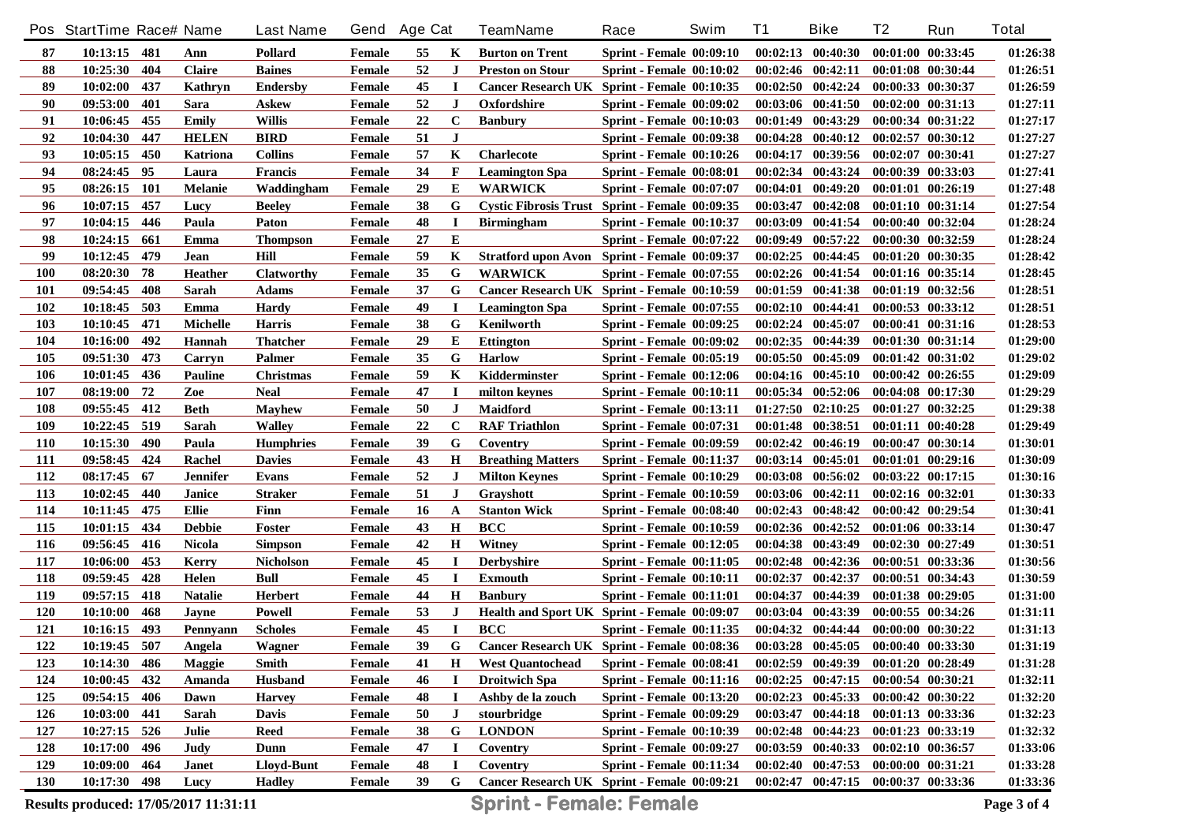| Pos | StartTime | Race# | Name | Last Name | Gend | Age | Cat | TeamName | Race | Swim | T1 | Bike | T2 | Run | Total |
|---|---|---|---|---|---|---|---|---|---|---|---|---|---|---|---|
| 87 | 10:13:15 | 481 | Ann | Pollard | Female | 55 | K | Burton on Trent | Sprint - Female | 00:09:10 | 00:02:13 | 00:40:30 | 00:01:00 | 00:33:45 | 01:26:38 |
| 88 | 10:25:30 | 404 | Claire | Baines | Female | 52 | J | Preston on Stour | Sprint - Female | 00:10:02 | 00:02:46 | 00:42:11 | 00:01:08 | 00:30:44 | 01:26:51 |
| 89 | 10:02:00 | 437 | Kathryn | Endersby | Female | 45 | I | Cancer Research UK | Sprint - Female | 00:10:35 | 00:02:50 | 00:42:24 | 00:00:33 | 00:30:37 | 01:26:59 |
| 90 | 09:53:00 | 401 | Sara | Askew | Female | 52 | J | Oxfordshire | Sprint - Female | 00:09:02 | 00:03:06 | 00:41:50 | 00:02:00 | 00:31:13 | 01:27:11 |
| 91 | 10:06:45 | 455 | Emily | Willis | Female | 22 | C | Banbury | Sprint - Female | 00:10:03 | 00:01:49 | 00:43:29 | 00:00:34 | 00:31:22 | 01:27:17 |
| 92 | 10:04:30 | 447 | HELEN | BIRD | Female | 51 | J | | Sprint - Female | 00:09:38 | 00:04:28 | 00:40:12 | 00:02:57 | 00:30:12 | 01:27:27 |
| 93 | 10:05:15 | 450 | Katriona | Collins | Female | 57 | K | Charlecote | Sprint - Female | 00:10:26 | 00:04:17 | 00:39:56 | 00:02:07 | 00:30:41 | 01:27:27 |
| 94 | 08:24:45 | 95 | Laura | Francis | Female | 34 | F | Leamington Spa | Sprint - Female | 00:08:01 | 00:02:34 | 00:43:24 | 00:00:39 | 00:33:03 | 01:27:41 |
| 95 | 08:26:15 | 101 | Melanie | Waddingham | Female | 29 | E | WARWICK | Sprint - Female | 00:07:07 | 00:04:01 | 00:49:20 | 00:01:01 | 00:26:19 | 01:27:48 |
| 96 | 10:07:15 | 457 | Lucy | Beeley | Female | 38 | G | Cystic Fibrosis Trust | Sprint - Female | 00:09:35 | 00:03:47 | 00:42:08 | 00:01:10 | 00:31:14 | 01:27:54 |
| 97 | 10:04:15 | 446 | Paula | Paton | Female | 48 | I | Birmingham | Sprint - Female | 00:10:37 | 00:03:09 | 00:41:54 | 00:00:40 | 00:32:04 | 01:28:24 |
| 98 | 10:24:15 | 661 | Emma | Thompson | Female | 27 | E | | Sprint - Female | 00:07:22 | 00:09:49 | 00:57:22 | 00:00:30 | 00:32:59 | 01:28:24 |
| 99 | 10:12:45 | 479 | Jean | Hill | Female | 59 | K | Stratford upon Avon | Sprint - Female | 00:09:37 | 00:02:25 | 00:44:45 | 00:01:20 | 00:30:35 | 01:28:42 |
| 100 | 08:20:30 | 78 | Heather | Clatworthy | Female | 35 | G | WARWICK | Sprint - Female | 00:07:55 | 00:02:26 | 00:41:54 | 00:01:16 | 00:35:14 | 01:28:45 |
| 101 | 09:54:45 | 408 | Sarah | Adams | Female | 37 | G | Cancer Research UK | Sprint - Female | 00:10:59 | 00:01:59 | 00:41:38 | 00:01:19 | 00:32:56 | 01:28:51 |
| 102 | 10:18:45 | 503 | Emma | Hardy | Female | 49 | I | Leamington Spa | Sprint - Female | 00:07:55 | 00:02:10 | 00:44:41 | 00:00:53 | 00:33:12 | 01:28:51 |
| 103 | 10:10:45 | 471 | Michelle | Harris | Female | 38 | G | Kenilworth | Sprint - Female | 00:09:25 | 00:02:24 | 00:45:07 | 00:00:41 | 00:31:16 | 01:28:53 |
| 104 | 10:16:00 | 492 | Hannah | Thatcher | Female | 29 | E | Ettington | Sprint - Female | 00:09:02 | 00:02:35 | 00:44:39 | 00:01:30 | 00:31:14 | 01:29:00 |
| 105 | 09:51:30 | 473 | Carryn | Palmer | Female | 35 | G | Harlow | Sprint - Female | 00:05:19 | 00:05:50 | 00:45:09 | 00:01:42 | 00:31:02 | 01:29:02 |
| 106 | 10:01:45 | 436 | Pauline | Christmas | Female | 59 | K | Kidderminster | Sprint - Female | 00:12:06 | 00:04:16 | 00:45:10 | 00:00:42 | 00:26:55 | 01:29:09 |
| 107 | 08:19:00 | 72 | Zoe | Neal | Female | 47 | I | milton keynes | Sprint - Female | 00:10:11 | 00:05:34 | 00:52:06 | 00:04:08 | 00:17:30 | 01:29:29 |
| 108 | 09:55:45 | 412 | Beth | Mayhew | Female | 50 | J | Maidford | Sprint - Female | 00:13:11 | 01:27:50 | 02:10:25 | 00:01:27 | 00:32:25 | 01:29:38 |
| 109 | 10:22:45 | 519 | Sarah | Walley | Female | 22 | C | RAF Triathlon | Sprint - Female | 00:07:31 | 00:01:48 | 00:38:51 | 00:01:11 | 00:40:28 | 01:29:49 |
| 110 | 10:15:30 | 490 | Paula | Humphries | Female | 39 | G | Coventry | Sprint - Female | 00:09:59 | 00:02:42 | 00:46:19 | 00:00:47 | 00:30:14 | 01:30:01 |
| 111 | 09:58:45 | 424 | Rachel | Davies | Female | 43 | H | Breathing Matters | Sprint - Female | 00:11:37 | 00:03:14 | 00:45:01 | 00:01:01 | 00:29:16 | 01:30:09 |
| 112 | 08:17:45 | 67 | Jennifer | Evans | Female | 52 | J | Milton Keynes | Sprint - Female | 00:10:29 | 00:03:08 | 00:56:02 | 00:03:22 | 00:17:15 | 01:30:16 |
| 113 | 10:02:45 | 440 | Janice | Straker | Female | 51 | J | Grayshott | Sprint - Female | 00:10:59 | 00:03:06 | 00:42:11 | 00:02:16 | 00:32:01 | 01:30:33 |
| 114 | 10:11:45 | 475 | Ellie | Finn | Female | 16 | A | Stanton Wick | Sprint - Female | 00:08:40 | 00:02:43 | 00:48:42 | 00:00:42 | 00:29:54 | 01:30:41 |
| 115 | 10:01:15 | 434 | Debbie | Foster | Female | 43 | H | BCC | Sprint - Female | 00:10:59 | 00:02:36 | 00:42:52 | 00:01:06 | 00:33:14 | 01:30:47 |
| 116 | 09:56:45 | 416 | Nicola | Simpson | Female | 42 | H | Witney | Sprint - Female | 00:12:05 | 00:04:38 | 00:43:49 | 00:02:30 | 00:27:49 | 01:30:51 |
| 117 | 10:06:00 | 453 | Kerry | Nicholson | Female | 45 | I | Derbyshire | Sprint - Female | 00:11:05 | 00:02:48 | 00:42:36 | 00:00:51 | 00:33:36 | 01:30:56 |
| 118 | 09:59:45 | 428 | Helen | Bull | Female | 45 | I | Exmouth | Sprint - Female | 00:10:11 | 00:02:37 | 00:42:37 | 00:00:51 | 00:34:43 | 01:30:59 |
| 119 | 09:57:15 | 418 | Natalie | Herbert | Female | 44 | H | Banbury | Sprint - Female | 00:11:01 | 00:04:37 | 00:44:39 | 00:01:38 | 00:29:05 | 01:31:00 |
| 120 | 10:10:00 | 468 | Jayne | Powell | Female | 53 | J | Health and Sport UK | Sprint - Female | 00:09:07 | 00:03:04 | 00:43:39 | 00:00:55 | 00:34:26 | 01:31:11 |
| 121 | 10:16:15 | 493 | Pennyann | Scholes | Female | 45 | I | BCC | Sprint - Female | 00:11:35 | 00:04:32 | 00:44:44 | 00:00:00 | 00:30:22 | 01:31:13 |
| 122 | 10:19:45 | 507 | Angela | Wagner | Female | 39 | G | Cancer Research UK | Sprint - Female | 00:08:36 | 00:03:28 | 00:45:05 | 00:00:40 | 00:33:30 | 01:31:19 |
| 123 | 10:14:30 | 486 | Maggie | Smith | Female | 41 | H | West Quantochead | Sprint - Female | 00:08:41 | 00:02:59 | 00:49:39 | 00:01:20 | 00:28:49 | 01:31:28 |
| 124 | 10:00:45 | 432 | Amanda | Husband | Female | 46 | I | Droitwich Spa | Sprint - Female | 00:11:16 | 00:02:25 | 00:47:15 | 00:00:54 | 00:30:21 | 01:32:11 |
| 125 | 09:54:15 | 406 | Dawn | Harvey | Female | 48 | I | Ashby de la zouch | Sprint - Female | 00:13:20 | 00:02:23 | 00:45:33 | 00:00:42 | 00:30:22 | 01:32:20 |
| 126 | 10:03:00 | 441 | Sarah | Davis | Female | 50 | J | stourbridge | Sprint - Female | 00:09:29 | 00:03:47 | 00:44:18 | 00:01:13 | 00:33:36 | 01:32:23 |
| 127 | 10:27:15 | 526 | Julie | Reed | Female | 38 | G | LONDON | Sprint - Female | 00:10:39 | 00:02:48 | 00:44:23 | 00:01:23 | 00:33:19 | 01:32:32 |
| 128 | 10:17:00 | 496 | Judy | Dunn | Female | 47 | I | Coventry | Sprint - Female | 00:09:27 | 00:03:59 | 00:40:33 | 00:02:10 | 00:36:57 | 01:33:06 |
| 129 | 10:09:00 | 464 | Janet | Lloyd-Bunt | Female | 48 | I | Coventry | Sprint - Female | 00:11:34 | 00:02:40 | 00:47:53 | 00:00:00 | 00:31:21 | 01:33:28 |
| 130 | 10:17:30 | 498 | Lucy | Hadley | Female | 39 | G | Cancer Research UK | Sprint - Female | 00:09:21 | 00:02:47 | 00:47:15 | 00:00:37 | 00:33:36 | 01:33:36 |

Results produced: 17/05/2017 11:31:11

**Sprint - Female: Female**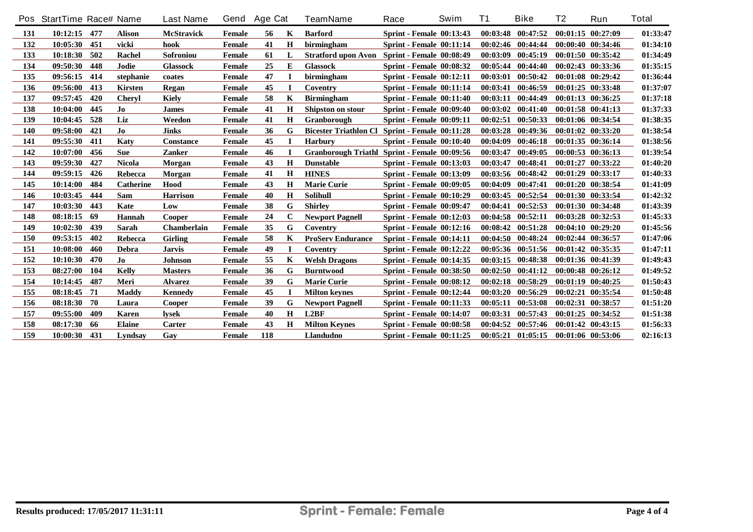| Pos | StartTime | Race# | Name | Last Name | Gend | Age | Cat | TeamName | Race | Swim | T1 | Bike | T2 | Run | Total |
|---|---|---|---|---|---|---|---|---|---|---|---|---|---|---|---|
| 131 | 10:12:15 | 477 | Alison | McStravick | Female | 56 | K | Barford | Sprint - Female | 00:13:43 | 00:03:48 | 00:47:52 | 00:01:15 | 00:27:09 | 01:33:47 |
| 132 | 10:05:30 | 451 | vicki | hook | Female | 41 | H | birmingham | Sprint - Female | 00:11:14 | 00:02:46 | 00:44:44 | 00:00:40 | 00:34:46 | 01:34:10 |
| 133 | 10:18:30 | 502 | Rachel | Sofroniou | Female | 61 | L | Stratford upon Avon | Sprint - Female | 00:08:49 | 00:03:09 | 00:45:19 | 00:01:50 | 00:35:42 | 01:34:49 |
| 134 | 09:50:30 | 448 | Jodie | Glassock | Female | 25 | E | Glassock | Sprint - Female | 00:08:32 | 00:05:44 | 00:44:40 | 00:02:43 | 00:33:36 | 01:35:15 |
| 135 | 09:56:15 | 414 | stephanie | coates | Female | 47 | I | birmingham | Sprint - Female | 00:12:11 | 00:03:01 | 00:50:42 | 00:01:08 | 00:29:42 | 01:36:44 |
| 136 | 09:56:00 | 413 | Kirsten | Regan | Female | 45 | I | Coventry | Sprint - Female | 00:11:14 | 00:03:41 | 00:46:59 | 00:01:25 | 00:33:48 | 01:37:07 |
| 137 | 09:57:45 | 420 | Cheryl | Kiely | Female | 58 | K | Birmingham | Sprint - Female | 00:11:40 | 00:03:11 | 00:44:49 | 00:01:13 | 00:36:25 | 01:37:18 |
| 138 | 10:04:00 | 445 | Jo | James | Female | 41 | H | Shipston on stour | Sprint - Female | 00:09:40 | 00:03:02 | 00:41:40 | 00:01:58 | 00:41:13 | 01:37:33 |
| 139 | 10:04:45 | 528 | Liz | Weedon | Female | 41 | H | Granborough | Sprint - Female | 00:09:11 | 00:02:51 | 00:50:33 | 00:01:06 | 00:34:54 | 01:38:35 |
| 140 | 09:58:00 | 421 | Jo | Jinks | Female | 36 | G | Bicester Triathlon Cl | Sprint - Female | 00:11:28 | 00:03:28 | 00:49:36 | 00:01:02 | 00:33:20 | 01:38:54 |
| 141 | 09:55:30 | 411 | Katy | Constance | Female | 45 | I | Harbury | Sprint - Female | 00:10:40 | 00:04:09 | 00:46:18 | 00:01:35 | 00:36:14 | 01:38:56 |
| 142 | 10:07:00 | 456 | Sue | Zanker | Female | 46 | I | Granborough Triathl | Sprint - Female | 00:09:56 | 00:03:47 | 00:49:05 | 00:00:53 | 00:36:13 | 01:39:54 |
| 143 | 09:59:30 | 427 | Nicola | Morgan | Female | 43 | H | Dunstable | Sprint - Female | 00:13:03 | 00:03:47 | 00:48:41 | 00:01:27 | 00:33:22 | 01:40:20 |
| 144 | 09:59:15 | 426 | Rebecca | Morgan | Female | 41 | H | HINES | Sprint - Female | 00:13:09 | 00:03:56 | 00:48:42 | 00:01:29 | 00:33:17 | 01:40:33 |
| 145 | 10:14:00 | 484 | Catherine | Hood | Female | 43 | H | Marie Curie | Sprint - Female | 00:09:05 | 00:04:09 | 00:47:41 | 00:01:20 | 00:38:54 | 01:41:09 |
| 146 | 10:03:45 | 444 | Sam | Harrison | Female | 40 | H | Solihull | Sprint - Female | 00:10:29 | 00:03:45 | 00:52:54 | 00:01:30 | 00:33:54 | 01:42:32 |
| 147 | 10:03:30 | 443 | Kate | Low | Female | 38 | G | Shirley | Sprint - Female | 00:09:47 | 00:04:41 | 00:52:53 | 00:01:30 | 00:34:48 | 01:43:39 |
| 148 | 08:18:15 | 69 | Hannah | Cooper | Female | 24 | C | Newport Pagnell | Sprint - Female | 00:12:03 | 00:04:58 | 00:52:11 | 00:03:28 | 00:32:53 | 01:45:33 |
| 149 | 10:02:30 | 439 | Sarah | Chamberlain | Female | 35 | G | Coventry | Sprint - Female | 00:12:16 | 00:08:42 | 00:51:28 | 00:04:10 | 00:29:20 | 01:45:56 |
| 150 | 09:53:15 | 402 | Rebecca | Girling | Female | 58 | K | ProServ Endurance | Sprint - Female | 00:14:11 | 00:04:50 | 00:48:24 | 00:02:44 | 00:36:57 | 01:47:06 |
| 151 | 10:08:00 | 460 | Debra | Jarvis | Female | 49 | I | Coventry | Sprint - Female | 00:12:22 | 00:05:36 | 00:51:56 | 00:01:42 | 00:35:35 | 01:47:11 |
| 152 | 10:10:30 | 470 | Jo | Johnson | Female | 55 | K | Welsh Dragons | Sprint - Female | 00:14:35 | 00:03:15 | 00:48:38 | 00:01:36 | 00:41:39 | 01:49:43 |
| 153 | 08:27:00 | 104 | Kelly | Masters | Female | 36 | G | Burntwood | Sprint - Female | 00:38:50 | 00:02:50 | 00:41:12 | 00:00:48 | 00:26:12 | 01:49:52 |
| 154 | 10:14:45 | 487 | Meri | Alvarez | Female | 39 | G | Marie Curie | Sprint - Female | 00:08:12 | 00:02:18 | 00:58:29 | 00:01:19 | 00:40:25 | 01:50:43 |
| 155 | 08:18:45 | 71 | Maddy | Kennedy | Female | 45 | I | Milton keynes | Sprint - Female | 00:12:44 | 00:03:20 | 00:56:29 | 00:02:21 | 00:35:54 | 01:50:48 |
| 156 | 08:18:30 | 70 | Laura | Cooper | Female | 39 | G | Newport Pagnell | Sprint - Female | 00:11:33 | 00:05:11 | 00:53:08 | 00:02:31 | 00:38:57 | 01:51:20 |
| 157 | 09:55:00 | 409 | Karen | lysek | Female | 40 | H | L2BF | Sprint - Female | 00:14:07 | 00:03:31 | 00:57:43 | 00:01:25 | 00:34:52 | 01:51:38 |
| 158 | 08:17:30 | 66 | Elaine | Carter | Female | 43 | H | Milton Keynes | Sprint - Female | 00:08:58 | 00:04:52 | 00:57:46 | 00:01:42 | 00:43:15 | 01:56:33 |
| 159 | 10:00:30 | 431 | Lyndsay | Gay | Female | 118 | | Llandudno | Sprint - Female | 00:11:25 | 00:05:21 | 01:05:15 | 00:01:06 | 00:53:06 | 02:16:13 |

Results produced: 17/05/2017 11:31:11

**Sprint - Female: Female**